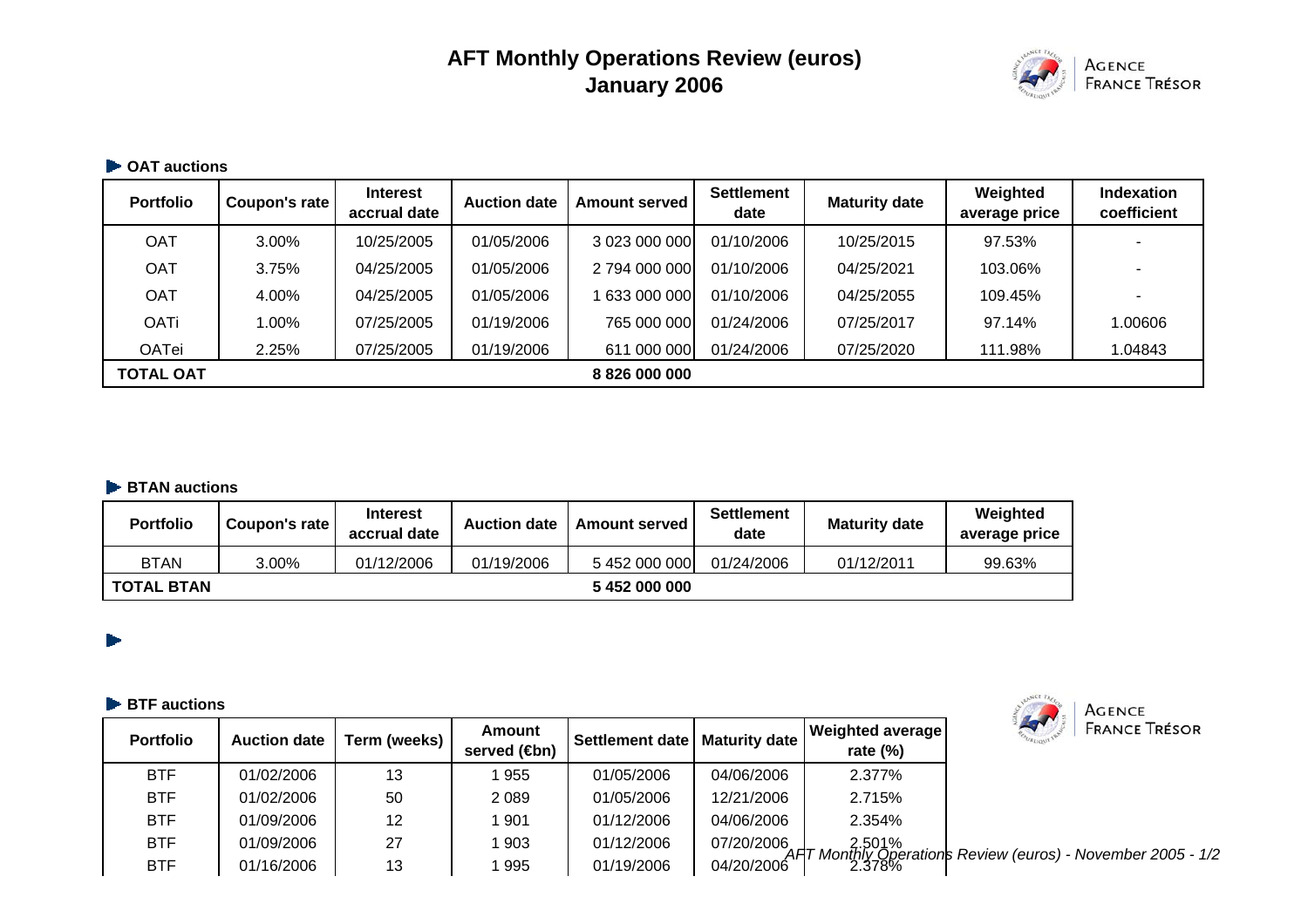# AFT Monthly Operations Review (euros)
# January 2006

## OAT auctions

| Portfolio | Coupon's rate | Interest accrual date | Auction date | Amount served | Settlement date | Maturity date | Weighted average price | Indexation coefficient |
|---|---|---|---|---|---|---|---|---|
| OAT | 3.00% | 10/25/2005 | 01/05/2006 | 3 023 000 000 | 01/10/2006 | 10/25/2015 | 97.53% | - |
| OAT | 3.75% | 04/25/2005 | 01/05/2006 | 2 794 000 000 | 01/10/2006 | 04/25/2021 | 103.06% | - |
| OAT | 4.00% | 04/25/2005 | 01/05/2006 | 1 633 000 000 | 01/10/2006 | 04/25/2055 | 109.45% | - |
| OATi | 1.00% | 07/25/2005 | 01/19/2006 | 765 000 000 | 01/24/2006 | 07/25/2017 | 97.14% | 1.00606 |
| OATei | 2.25% | 07/25/2005 | 01/19/2006 | 611 000 000 | 01/24/2006 | 07/25/2020 | 111.98% | 1.04843 |
| **TOTAL OAT** | | | | **8 826 000 000** | | | | |

## BTAN auctions

| Portfolio | Coupon's rate | Interest accrual date | Auction date | Amount served | Settlement date | Maturity date | Weighted average price |
|---|---|---|---|---|---|---|---|
| BTAN | 3.00% | 01/12/2006 | 01/19/2006 | 5 452 000 000 | 01/24/2006 | 01/12/2011 | 99.63% |
| **TOTAL BTAN** | | | | **5 452 000 000** | | | |

## BTF auctions

| Portfolio | Auction date | Term (weeks) | Amount served (€bn) | Settlement date | Maturity date | Weighted average rate (%) |
|---|---|---|---|---|---|---|
| BTF | 01/02/2006 | 13 | 1 955 | 01/05/2006 | 04/06/2006 | 2.377% |
| BTF | 01/02/2006 | 50 | 2 089 | 01/05/2006 | 12/21/2006 | 2.715% |
| BTF | 01/09/2006 | 12 | 1 901 | 01/12/2006 | 04/06/2006 | 2.354% |
| BTF | 01/09/2006 | 27 | 1 903 | 01/12/2006 | 07/20/2006 | 2.501% |
| BTF | 01/16/2006 | 13 | 1 995 | 01/19/2006 | 04/20/2006 | 2.378% |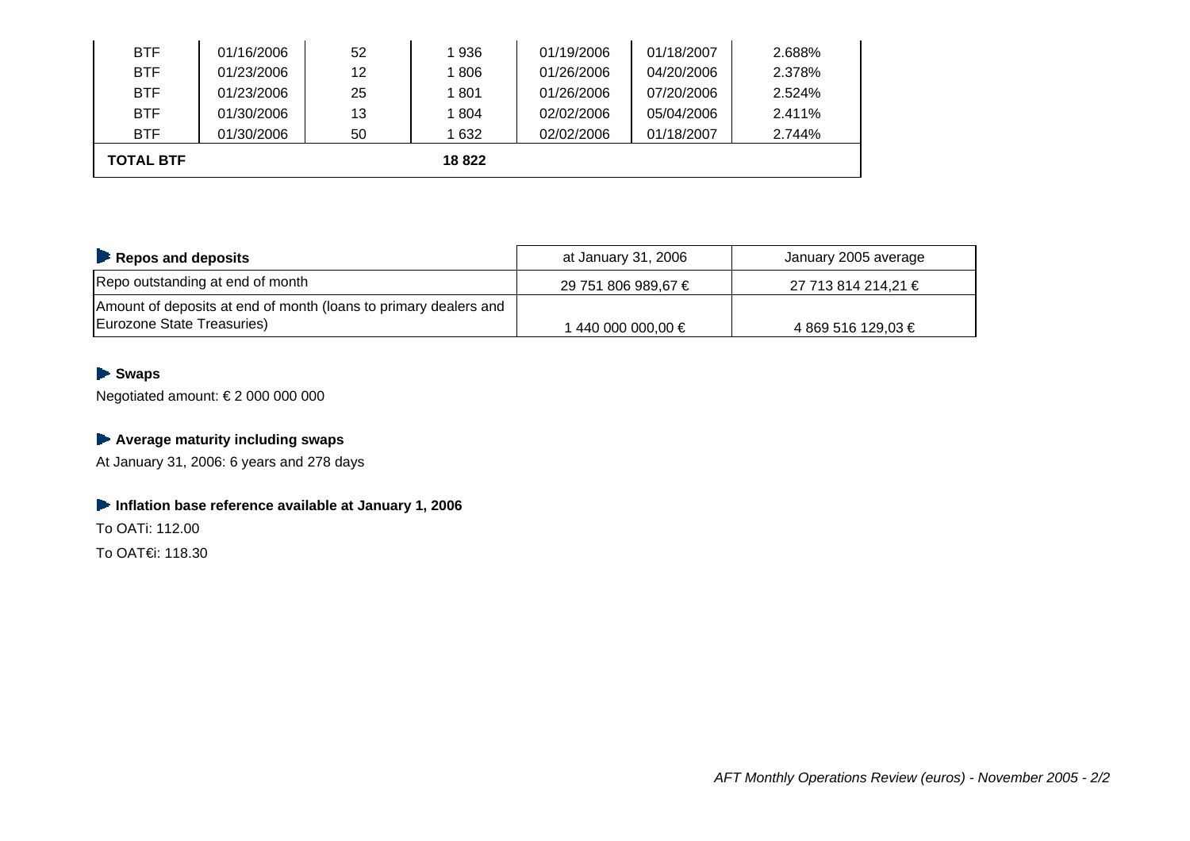| | | | | | | |
|---|---|---|---|---|---|---|
| BTF | 01/16/2006 | 52 | 1 936 | 01/19/2006 | 01/18/2007 | 2.688% |
| BTF | 01/23/2006 | 12 | 1 806 | 01/26/2006 | 04/20/2006 | 2.378% |
| BTF | 01/23/2006 | 25 | 1 801 | 01/26/2006 | 07/20/2006 | 2.524% |
| BTF | 01/30/2006 | 13 | 1 804 | 02/02/2006 | 05/04/2006 | 2.411% |
| BTF | 01/30/2006 | 50 | 1 632 | 02/02/2006 | 01/18/2007 | 2.744% |
| **TOTAL BTF** | | | **18 822** | | | |

| **Repos and deposits** | at January 31, 2006 | January 2005 average |
|---|---|---|
| Repo outstanding at end of month | 29 751 806 989,67 € | 27 713 814 214,21 € |
| Amount of deposits at end of month (loans to primary dealers and Eurozone State Treasuries) | 1 440 000 000,00 € | 4 869 516 129,03 € |

**Swaps**

Negotiated amount: € 2 000 000 000

**Average maturity including swaps**

At January 31, 2006: 6 years and 278 days

**Inflation base reference available at January 1, 2006**

To OATi: 112.00

To OAT€i: 118.30